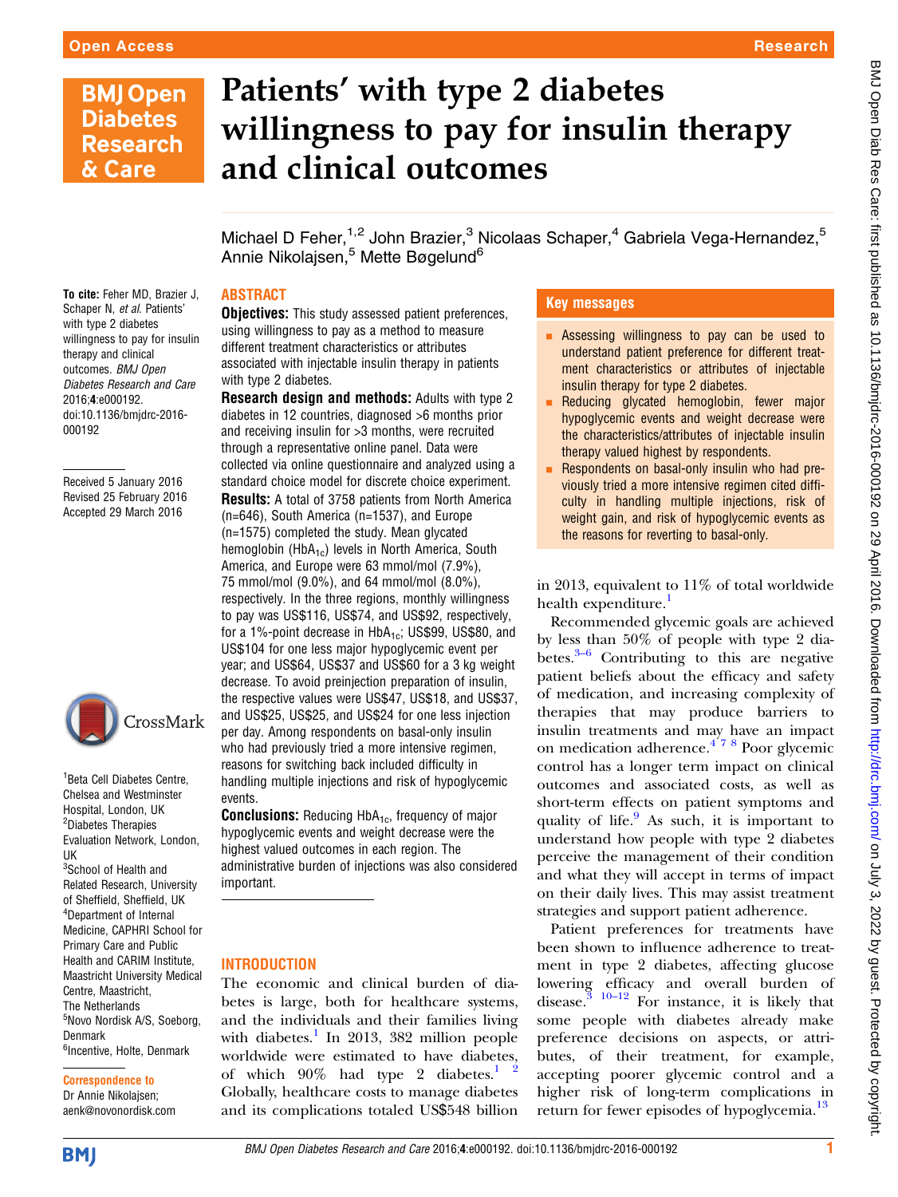# Patients' with type 2 diabetes willingness to pay for insulin therapy and clinical outcomes

Michael D Feher,[1,2] John Brazier,[3] Nicolaas Schaper,[4] Gabriela Vega-Hernandez,[5] Annie Nikolajsen,[5] Mette Bøgelund[6]

**To cite:** Feher MD, Brazier J, Schaper N, *et al*. Patients' with type 2 diabetes willingness to pay for insulin therapy and clinical outcomes. *BMJ Open Diabetes Research and Care* 2016;**4**:e000192. doi:10.1136/bmjdrc-2016-000192

Received 5 January 2016
Revised 25 February 2016
Accepted 29 March 2016

[1]Beta Cell Diabetes Centre, Chelsea and Westminster Hospital, London, UK
[2]Diabetes Therapies Evaluation Network, London, UK
[3]School of Health and Related Research, University of Sheffield, Sheffield, UK
[4]Department of Internal Medicine, CAPHRI School for Primary Care and Public Health and CARIM Institute, Maastricht University Medical Centre, Maastricht, The Netherlands
[5]Novo Nordisk A/S, Soeborg, Denmark
[6]Incentive, Holte, Denmark

**Correspondence to**
Dr Annie Nikolajsen; aenk@novonordisk.com

## ABSTRACT

**Objectives:** This study assessed patient preferences, using willingness to pay as a method to measure different treatment characteristics or attributes associated with injectable insulin therapy in patients with type 2 diabetes.

**Research design and methods:** Adults with type 2 diabetes in 12 countries, diagnosed >6 months prior and receiving insulin for >3 months, were recruited through a representative online panel. Data were collected via online questionnaire and analyzed using a standard choice model for discrete choice experiment.

**Results:** A total of 3758 patients from North America (n=646), South America (n=1537), and Europe (n=1575) completed the study. Mean glycated hemoglobin ($HbA_{1c}$) levels in North America, South America, and Europe were 63 mmol/mol (7.9%), 75 mmol/mol (9.0%), and 64 mmol/mol (8.0%), respectively. In the three regions, monthly willingness to pay was US$116, US$74, and US$92, respectively, for a 1%-point decrease in $HbA_{1c}$; US$99, US$80, and US$104 for one less major hypoglycemic event per year; and US$64, US$37 and US$60 for a 3 kg weight decrease. To avoid preinjection preparation of insulin, the respective values were US$47, US$18, and US$37, and US$25, US$25, and US$24 for one less injection per day. Among respondents on basal-only insulin who had previously tried a more intensive regimen, reasons for switching back included difficulty in handling multiple injections and risk of hypoglycemic events.

**Conclusions:** Reducing $HbA_{1c}$, frequency of major hypoglycemic events and weight decrease were the highest valued outcomes in each region. The administrative burden of injections was also considered important.

## Key messages

- Assessing willingness to pay can be used to understand patient preference for different treatment characteristics or attributes of injectable insulin therapy for type 2 diabetes.
- Reducing glycated hemoglobin, fewer major hypoglycemic events and weight decrease were the characteristics/attributes of injectable insulin therapy valued highest by respondents.
- Respondents on basal-only insulin who had previously tried a more intensive regimen cited difficulty in handling multiple injections, risk of weight gain, and risk of hypoglycemic events as the reasons for reverting to basal-only.

## INTRODUCTION

The economic and clinical burden of diabetes is large, both for healthcare systems, and the individuals and their families living with diabetes.[1] In 2013, 382 million people worldwide were estimated to have diabetes, of which 90% had type 2 diabetes.[1,2] Globally, healthcare costs to manage diabetes and its complications totaled US$548 billion in 2013, equivalent to 11% of total worldwide health expenditure.[1]

Recommended glycemic goals are achieved by less than 50% of people with type 2 diabetes.[3–6] Contributing to this are negative patient beliefs about the efficacy and safety of medication, and increasing complexity of therapies that may produce barriers to insulin treatments and may have an impact on medication adherence.[4,7,8] Poor glycemic control has a longer term impact on clinical outcomes and associated costs, as well as short-term effects on patient symptoms and quality of life.[9] As such, it is important to understand how people with type 2 diabetes perceive the management of their condition and what they will accept in terms of impact on their daily lives. This may assist treatment strategies and support patient adherence.

Patient preferences for treatments have been shown to influence adherence to treatment in type 2 diabetes, affecting glucose lowering efficacy and overall burden of disease.[3,10–12] For instance, it is likely that some people with diabetes already make preference decisions on aspects, or attributes, of their treatment, for example, accepting poorer glycemic control and a higher risk of long-term complications in return for fewer episodes of hypoglycemia.[13]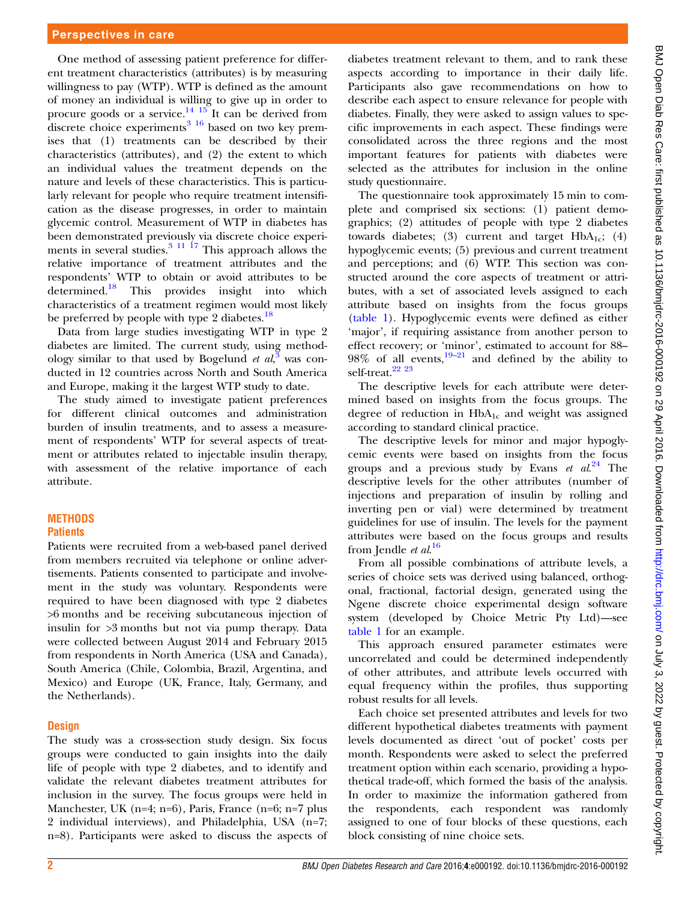One method of assessing patient preference for different treatment characteristics (attributes) is by measuring willingness to pay (WTP). WTP is defined as the amount of money an individual is willing to give up in order to procure goods or a service.[14 15] It can be derived from discrete choice experiments[3 16] based on two key premises that (1) treatments can be described by their characteristics (attributes), and (2) the extent to which an individual values the treatment depends on the nature and levels of these characteristics. This is particularly relevant for people who require treatment intensification as the disease progresses, in order to maintain glycemic control. Measurement of WTP in diabetes has been demonstrated previously via discrete choice experiments in several studies.[3 11 17] This approach allows the relative importance of treatment attributes and the respondents' WTP to obtain or avoid attributes to be determined.[18] This provides insight into which characteristics of a treatment regimen would most likely be preferred by people with type 2 diabetes.[18]

Data from large studies investigating WTP in type 2 diabetes are limited. The current study, using methodology similar to that used by Bogelund *et al*,[3] was conducted in 12 countries across North and South America and Europe, making it the largest WTP study to date.

The study aimed to investigate patient preferences for different clinical outcomes and administration burden of insulin treatments, and to assess a measurement of respondents' WTP for several aspects of treatment or attributes related to injectable insulin therapy, with assessment of the relative importance of each attribute.

## METHODS

### Patients

Patients were recruited from a web-based panel derived from members recruited via telephone or online advertisements. Patients consented to participate and involvement in the study was voluntary. Respondents were required to have been diagnosed with type 2 diabetes >6 months and be receiving subcutaneous injection of insulin for >3 months but not via pump therapy. Data were collected between August 2014 and February 2015 from respondents in North America (USA and Canada), South America (Chile, Colombia, Brazil, Argentina, and Mexico) and Europe (UK, France, Italy, Germany, and the Netherlands).

### Design

The study was a cross-section study design. Six focus groups were conducted to gain insights into the daily life of people with type 2 diabetes, and to identify and validate the relevant diabetes treatment attributes for inclusion in the survey. The focus groups were held in Manchester, UK (n=4; n=6), Paris, France (n=6; n=7 plus 2 individual interviews), and Philadelphia, USA (n=7; n=8). Participants were asked to discuss the aspects of diabetes treatment relevant to them, and to rank these aspects according to importance in their daily life. Participants also gave recommendations on how to describe each aspect to ensure relevance for people with diabetes. Finally, they were asked to assign values to specific improvements in each aspect. These findings were consolidated across the three regions and the most important features for patients with diabetes were selected as the attributes for inclusion in the online study questionnaire.

The questionnaire took approximately 15 min to complete and comprised six sections: (1) patient demographics; (2) attitudes of people with type 2 diabetes towards diabetes; (3) current and target $HbA_{1c}$; (4) hypoglycemic events; (5) previous and current treatment and perceptions; and (6) WTP. This section was constructed around the core aspects of treatment or attributes, with a set of associated levels assigned to each attribute based on insights from the focus groups (table 1). Hypoglycemic events were defined as either 'major', if requiring assistance from another person to effect recovery; or 'minor', estimated to account for 88–98% of all events,[19–21] and defined by the ability to self-treat.[22 23]

The descriptive levels for each attribute were determined based on insights from the focus groups. The degree of reduction in $HbA_{1c}$ and weight was assigned according to standard clinical practice.

The descriptive levels for minor and major hypoglycemic events were based on insights from the focus groups and a previous study by Evans *et al*.[24] The descriptive levels for the other attributes (number of injections and preparation of insulin by rolling and inverting pen or vial) were determined by treatment guidelines for use of insulin. The levels for the payment attributes were based on the focus groups and results from Jendle *et al*.[16]

From all possible combinations of attribute levels, a series of choice sets was derived using balanced, orthogonal, fractional, factorial design, generated using the Ngene discrete choice experimental design software system (developed by Choice Metric Pty Ltd)—see table 1 for an example.

This approach ensured parameter estimates were uncorrelated and could be determined independently of other attributes, and attribute levels occurred with equal frequency within the profiles, thus supporting robust results for all levels.

Each choice set presented attributes and levels for two different hypothetical diabetes treatments with payment levels documented as direct 'out of pocket' costs per month. Respondents were asked to select the preferred treatment option within each scenario, providing a hypothetical trade-off, which formed the basis of the analysis. In order to maximize the information gathered from the respondents, each respondent was randomly assigned to one of four blocks of these questions, each block consisting of nine choice sets.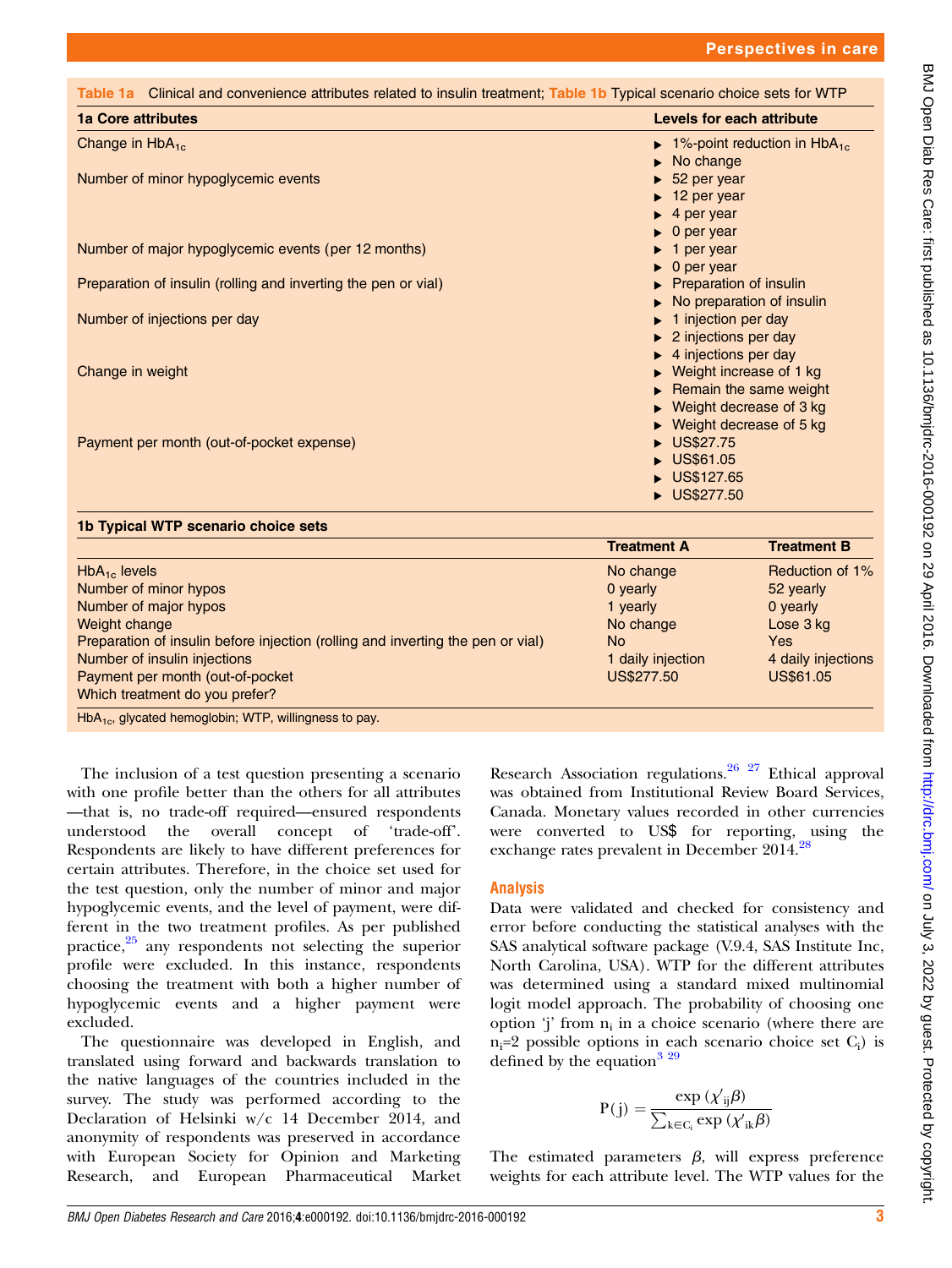**Table 1a** Clinical and convenience attributes related to insulin treatment; **Table 1b** Typical scenario choice sets for WTP

| 1a Core attributes | Levels for each attribute |
|---|---|
| Change in $HbA_{1c}$ | ▸ 1%-point reduction in $HbA_{1c}$<br>▸ No change |
| Number of minor hypoglycemic events | ▸ 52 per year<br>▸ 12 per year<br>▸ 4 per year<br>▸ 0 per year |
| Number of major hypoglycemic events (per 12 months) | ▸ 1 per year<br>▸ 0 per year |
| Preparation of insulin (rolling and inverting the pen or vial) | ▸ Preparation of insulin<br>▸ No preparation of insulin |
| Number of injections per day | ▸ 1 injection per day<br>▸ 2 injections per day<br>▸ 4 injections per day |
| Change in weight | ▸ Weight increase of 1 kg<br>▸ Remain the same weight<br>▸ Weight decrease of 3 kg<br>▸ Weight decrease of 5 kg |
| Payment per month (out-of-pocket expense) | ▸ US\$27.75<br>▸ US\$61.05<br>▸ US\$127.65<br>▸ US\$277.50 |

| 1b Typical WTP scenario choice sets | Treatment A | Treatment B |
|---|---|---|
| $HbA_{1c}$ levels | No change | Reduction of 1% |
| Number of minor hypos | 0 yearly | 52 yearly |
| Number of major hypos | 1 yearly | 0 yearly |
| Weight change | No change | Lose 3 kg |
| Preparation of insulin before injection (rolling and inverting the pen or vial) | No | Yes |
| Number of insulin injections | 1 daily injection | 4 daily injections |
| Payment per month (out-of-pocket | US\$277.50 | US\$61.05 |
| Which treatment do you prefer? | | |

$HbA_{1c}$, glycated hemoglobin; WTP, willingness to pay.

The inclusion of a test question presenting a scenario with one profile better than the others for all attributes —that is, no trade-off required—ensured respondents understood the overall concept of 'trade-off'. Respondents are likely to have different preferences for certain attributes. Therefore, in the choice set used for the test question, only the number of minor and major hypoglycemic events, and the level of payment, were different in the two treatment profiles. As per published practice,[25] any respondents not selecting the superior profile were excluded. In this instance, respondents choosing the treatment with both a higher number of hypoglycemic events and a higher payment were excluded.

The questionnaire was developed in English, and translated using forward and backwards translation to the native languages of the countries included in the survey. The study was performed according to the Declaration of Helsinki w/c 14 December 2014, and anonymity of respondents was preserved in accordance with European Society for Opinion and Marketing Research, and European Pharmaceutical Market Research Association regulations.[26 27] Ethical approval was obtained from Institutional Review Board Services, Canada. Monetary values recorded in other currencies were converted to US\$ for reporting, using the exchange rates prevalent in December 2014.[28]

## Analysis

Data were validated and checked for consistency and error before conducting the statistical analyses with the SAS analytical software package (V.9.4, SAS Institute Inc, North Carolina, USA). WTP for the different attributes was determined using a standard mixed multinomial logit model approach. The probability of choosing one option 'j' from $n_i$ in a choice scenario (where there are $n_i$=2 possible options in each scenario choice set $C_i$) is defined by the equation[3 29]

$$P(j) = \frac{\exp(\chi'_{ij}\beta)}{\sum_{k \in C_i} \exp(\chi'_{ik}\beta)}$$

The estimated parameters $\beta$, will express preference weights for each attribute level. The WTP values for the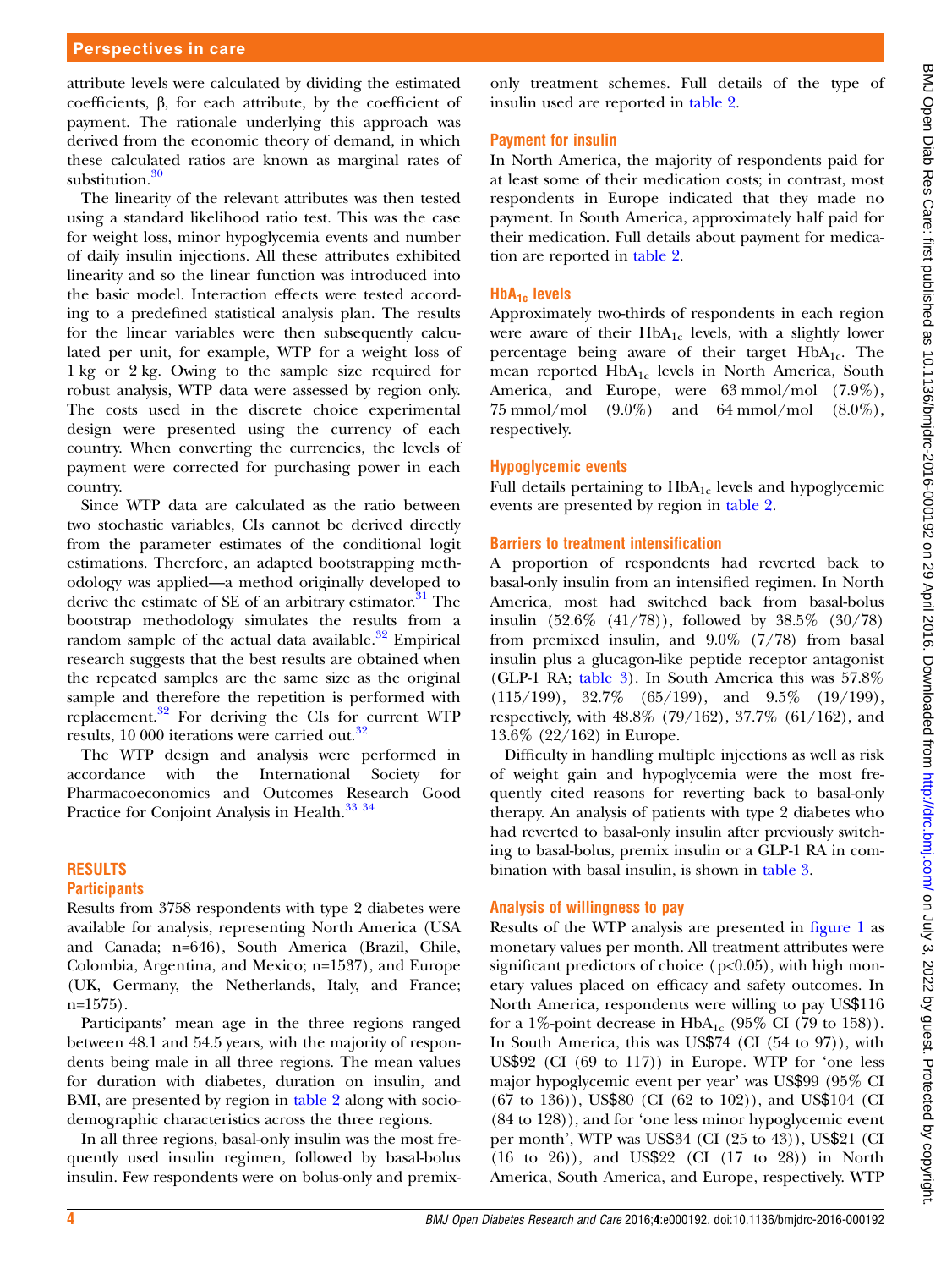attribute levels were calculated by dividing the estimated coefficients, β, for each attribute, by the coefficient of payment. The rationale underlying this approach was derived from the economic theory of demand, in which these calculated ratios are known as marginal rates of substitution.[30]

The linearity of the relevant attributes was then tested using a standard likelihood ratio test. This was the case for weight loss, minor hypoglycemia events and number of daily insulin injections. All these attributes exhibited linearity and so the linear function was introduced into the basic model. Interaction effects were tested according to a predefined statistical analysis plan. The results for the linear variables were then subsequently calculated per unit, for example, WTP for a weight loss of 1 kg or 2 kg. Owing to the sample size required for robust analysis, WTP data were assessed by region only. The costs used in the discrete choice experimental design were presented using the currency of each country. When converting the currencies, the levels of payment were corrected for purchasing power in each country.

Since WTP data are calculated as the ratio between two stochastic variables, CIs cannot be derived directly from the parameter estimates of the conditional logit estimations. Therefore, an adapted bootstrapping methodology was applied—a method originally developed to derive the estimate of SE of an arbitrary estimator.[31] The bootstrap methodology simulates the results from a random sample of the actual data available.[32] Empirical research suggests that the best results are obtained when the repeated samples are the same size as the original sample and therefore the repetition is performed with replacement.[32] For deriving the CIs for current WTP results, 10 000 iterations were carried out.[32]

The WTP design and analysis were performed in accordance with the International Society for Pharmacoeconomics and Outcomes Research Good Practice for Conjoint Analysis in Health.[33,34]

## RESULTS

### Participants

Results from 3758 respondents with type 2 diabetes were available for analysis, representing North America (USA and Canada; n=646), South America (Brazil, Chile, Colombia, Argentina, and Mexico; n=1537), and Europe (UK, Germany, the Netherlands, Italy, and France; n=1575).

Participants' mean age in the three regions ranged between 48.1 and 54.5 years, with the majority of respondents being male in all three regions. The mean values for duration with diabetes, duration on insulin, and BMI, are presented by region in table 2 along with sociodemographic characteristics across the three regions.

In all three regions, basal-only insulin was the most frequently used insulin regimen, followed by basal-bolus insulin. Few respondents were on bolus-only and premix-only treatment schemes. Full details of the type of insulin used are reported in table 2.

### Payment for insulin

In North America, the majority of respondents paid for at least some of their medication costs; in contrast, most respondents in Europe indicated that they made no payment. In South America, approximately half paid for their medication. Full details about payment for medication are reported in table 2.

### $HbA_{1c}$ levels

Approximately two-thirds of respondents in each region were aware of their $HbA_{1c}$ levels, with a slightly lower percentage being aware of their target $HbA_{1c}$. The mean reported $HbA_{1c}$ levels in North America, South America, and Europe, were 63 mmol/mol (7.9%), 75 mmol/mol (9.0%) and 64 mmol/mol (8.0%), respectively.

### Hypoglycemic events

Full details pertaining to $HbA_{1c}$ levels and hypoglycemic events are presented by region in table 2.

### Barriers to treatment intensification

A proportion of respondents had reverted back to basal-only insulin from an intensified regimen. In North America, most had switched back from basal-bolus insulin (52.6% (41/78)), followed by 38.5% (30/78) from premixed insulin, and 9.0% (7/78) from basal insulin plus a glucagon-like peptide receptor antagonist (GLP-1 RA; table 3). In South America this was 57.8% (115/199), 32.7% (65/199), and 9.5% (19/199), respectively, with 48.8% (79/162), 37.7% (61/162), and 13.6% (22/162) in Europe.

Difficulty in handling multiple injections as well as risk of weight gain and hypoglycemia were the most frequently cited reasons for reverting back to basal-only therapy. An analysis of patients with type 2 diabetes who had reverted to basal-only insulin after previously switching to basal-bolus, premix insulin or a GLP-1 RA in combination with basal insulin, is shown in table 3.

### Analysis of willingness to pay

Results of the WTP analysis are presented in figure 1 as monetary values per month. All treatment attributes were significant predictors of choice ($p<0.05$), with high monetary values placed on efficacy and safety outcomes. In North America, respondents were willing to pay US$116 for a 1%-point decrease in $HbA_{1c}$ (95% CI (79 to 158)). In South America, this was US$74 (CI (54 to 97)), with US$92 (CI (69 to 117)) in Europe. WTP for 'one less major hypoglycemic event per year' was US$99 (95% CI (67 to 136)), US$80 (CI (62 to 102)), and US$104 (CI (84 to 128)), and for 'one less minor hypoglycemic event per month', WTP was US$34 (CI (25 to 43)), US$21 (CI (16 to 26)), and US$22 (CI (17 to 28)) in North America, South America, and Europe, respectively. WTP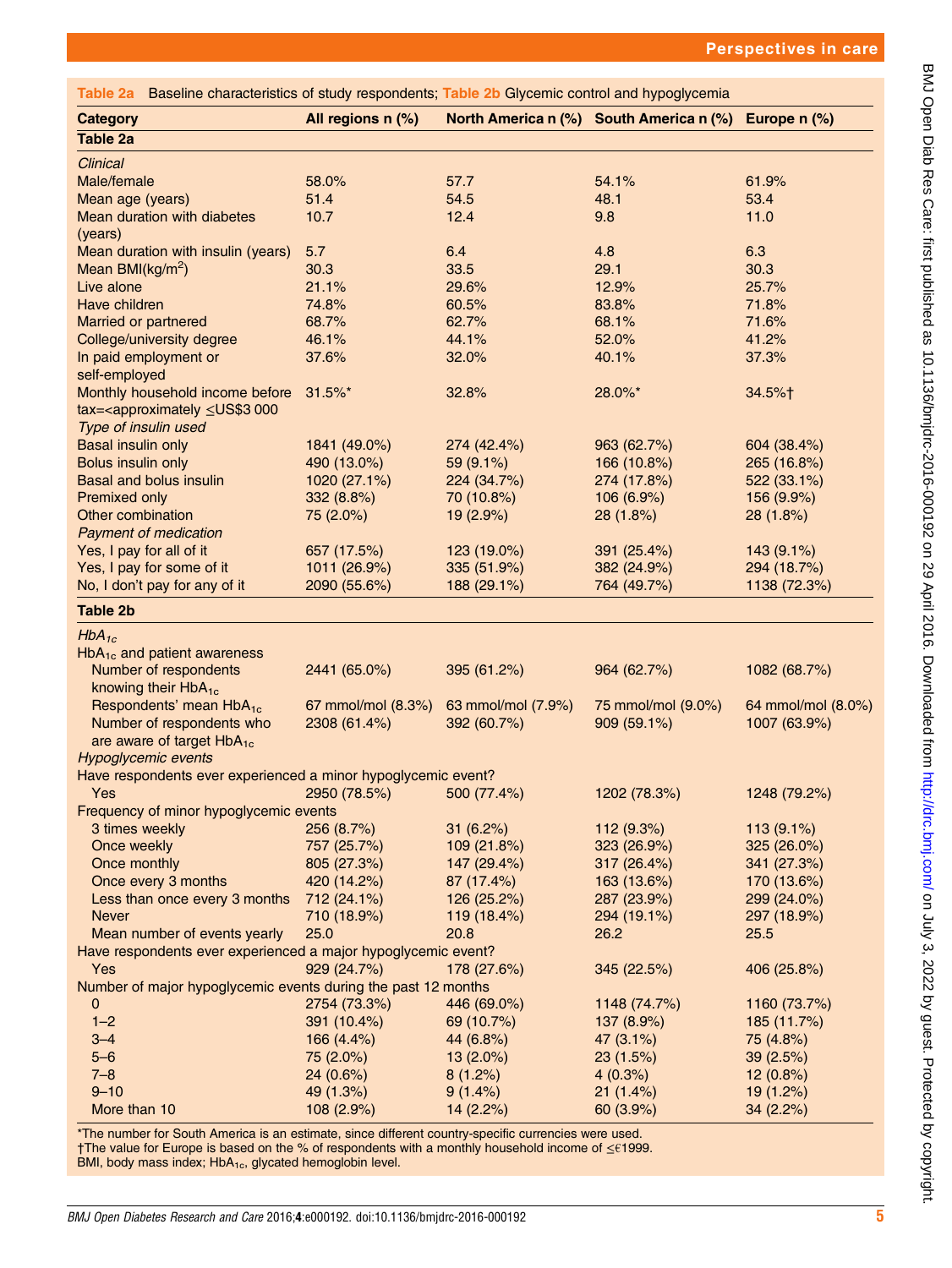**Table 2a** Baseline characteristics of study respondents; **Table 2b** Glycemic control and hypoglycemia

| Category | All regions n (%) | North America n (%) | South America n (%) | Europe n (%) |
|---|---|---|---|---|
| **Table 2a** | | | | |
| *Clinical* | | | | |
| Male/female | 58.0% | 57.7 | 54.1% | 61.9% |
| Mean age (years) | 51.4 | 54.5 | 48.1 | 53.4 |
| Mean duration with diabetes (years) | 10.7 | 12.4 | 9.8 | 11.0 |
| Mean duration with insulin (years) | 5.7 | 6.4 | 4.8 | 6.3 |
| Mean BMI(kg/m$^2$) | 30.3 | 33.5 | 29.1 | 30.3 |
| Live alone | 21.1% | 29.6% | 12.9% | 25.7% |
| Have children | 74.8% | 60.5% | 83.8% | 71.8% |
| Married or partnered | 68.7% | 62.7% | 68.1% | 71.6% |
| College/university degree | 46.1% | 44.1% | 52.0% | 41.2% |
| In paid employment or self-employed | 37.6% | 32.0% | 40.1% | 37.3% |
| Monthly household income before tax=<approximately ≤US$3 000 | 31.5%* | 32.8% | 28.0%* | 34.5%† |
| *Type of insulin used* | | | | |
| Basal insulin only | 1841 (49.0%) | 274 (42.4%) | 963 (62.7%) | 604 (38.4%) |
| Bolus insulin only | 490 (13.0%) | 59 (9.1%) | 166 (10.8%) | 265 (16.8%) |
| Basal and bolus insulin | 1020 (27.1%) | 224 (34.7%) | 274 (17.8%) | 522 (33.1%) |
| Premixed only | 332 (8.8%) | 70 (10.8%) | 106 (6.9%) | 156 (9.9%) |
| Other combination | 75 (2.0%) | 19 (2.9%) | 28 (1.8%) | 28 (1.8%) |
| *Payment of medication* | | | | |
| Yes, I pay for all of it | 657 (17.5%) | 123 (19.0%) | 391 (25.4%) | 143 (9.1%) |
| Yes, I pay for some of it | 1011 (26.9%) | 335 (51.9%) | 382 (24.9%) | 294 (18.7%) |
| No, I don't pay for any of it | 2090 (55.6%) | 188 (29.1%) | 764 (49.7%) | 1138 (72.3%) |
| **Table 2b** | | | | |
| *$HbA_{1c}$* | | | | |
| $HbA_{1c}$ and patient awareness | | | | |
| Number of respondents knowing their $HbA_{1c}$ | 2441 (65.0%) | 395 (61.2%) | 964 (62.7%) | 1082 (68.7%) |
| Respondents' mean $HbA_{1c}$ | 67 mmol/mol (8.3%) | 63 mmol/mol (7.9%) | 75 mmol/mol (9.0%) | 64 mmol/mol (8.0%) |
| Number of respondents who are aware of target $HbA_{1c}$ | 2308 (61.4%) | 392 (60.7%) | 909 (59.1%) | 1007 (63.9%) |
| *Hypoglycemic events* | | | | |
| Have respondents ever experienced a minor hypoglycemic event? | | | | |
| Yes | 2950 (78.5%) | 500 (77.4%) | 1202 (78.3%) | 1248 (79.2%) |
| Frequency of minor hypoglycemic events | | | | |
| 3 times weekly | 256 (8.7%) | 31 (6.2%) | 112 (9.3%) | 113 (9.1%) |
| Once weekly | 757 (25.7%) | 109 (21.8%) | 323 (26.9%) | 325 (26.0%) |
| Once monthly | 805 (27.3%) | 147 (29.4%) | 317 (26.4%) | 341 (27.3%) |
| Once every 3 months | 420 (14.2%) | 87 (17.4%) | 163 (13.6%) | 170 (13.6%) |
| Less than once every 3 months | 712 (24.1%) | 126 (25.2%) | 287 (23.9%) | 299 (24.0%) |
| Never | 710 (18.9%) | 119 (18.4%) | 294 (19.1%) | 297 (18.9%) |
| Mean number of events yearly | 25.0 | 20.8 | 26.2 | 25.5 |
| Have respondents ever experienced a major hypoglycemic event? | | | | |
| Yes | 929 (24.7%) | 178 (27.6%) | 345 (22.5%) | 406 (25.8%) |
| Number of major hypoglycemic events during the past 12 months | | | | |
| 0 | 2754 (73.3%) | 446 (69.0%) | 1148 (74.7%) | 1160 (73.7%) |
| 1–2 | 391 (10.4%) | 69 (10.7%) | 137 (8.9%) | 185 (11.7%) |
| 3–4 | 166 (4.4%) | 44 (6.8%) | 47 (3.1%) | 75 (4.8%) |
| 5–6 | 75 (2.0%) | 13 (2.0%) | 23 (1.5%) | 39 (2.5%) |
| 7–8 | 24 (0.6%) | 8 (1.2%) | 4 (0.3%) | 12 (0.8%) |
| 9–10 | 49 (1.3%) | 9 (1.4%) | 21 (1.4%) | 19 (1.2%) |
| More than 10 | 108 (2.9%) | 14 (2.2%) | 60 (3.9%) | 34 (2.2%) |

*The number for South America is an estimate, since different country-specific currencies were used.
†The value for Europe is based on the % of respondents with a monthly household income of ≤€1999.
BMI, body mass index; $HbA_{1c}$, glycated hemoglobin level.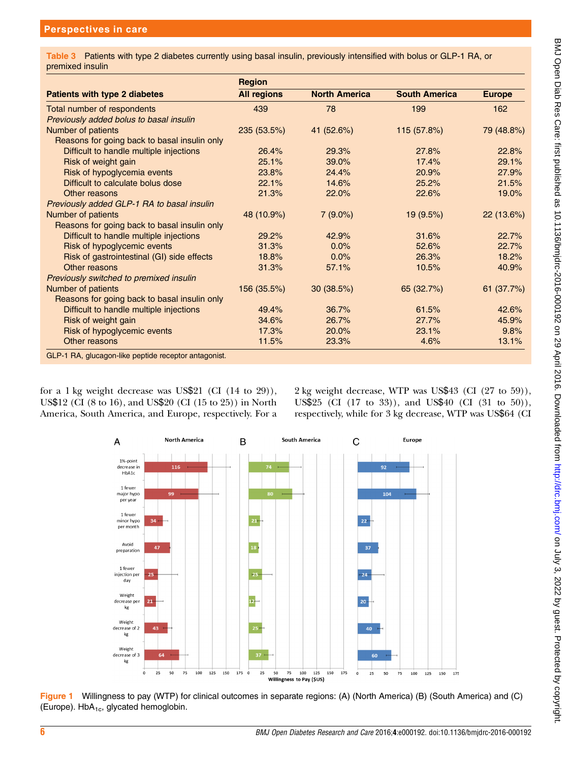**Table 3** Patients with type 2 diabetes currently using basal insulin, previously intensified with bolus or GLP-1 RA, or premixed insulin

| Patients with type 2 diabetes | Region | | | |
|---|---|---|---|---|
| | All regions | North America | South America | Europe |
| Total number of respondents | 439 | 78 | 199 | 162 |
| *Previously added bolus to basal insulin* | | | | |
| Number of patients | 235 (53.5%) | 41 (52.6%) | 115 (57.8%) | 79 (48.8%) |
| Reasons for going back to basal insulin only | | | | |
| Difficult to handle multiple injections | 26.4% | 29.3% | 27.8% | 22.8% |
| Risk of weight gain | 25.1% | 39.0% | 17.4% | 29.1% |
| Risk of hypoglycemia events | 23.8% | 24.4% | 20.9% | 27.9% |
| Difficult to calculate bolus dose | 22.1% | 14.6% | 25.2% | 21.5% |
| Other reasons | 21.3% | 22.0% | 22.6% | 19.0% |
| *Previously added GLP-1 RA to basal insulin* | | | | |
| Number of patients | 48 (10.9%) | 7 (9.0%) | 19 (9.5%) | 22 (13.6%) |
| Reasons for going back to basal insulin only | | | | |
| Difficult to handle multiple injections | 29.2% | 42.9% | 31.6% | 22.7% |
| Risk of hypoglycemic events | 31.3% | 0.0% | 52.6% | 22.7% |
| Risk of gastrointestinal (GI) side effects | 18.8% | 0.0% | 26.3% | 18.2% |
| Other reasons | 31.3% | 57.1% | 10.5% | 40.9% |
| *Previously switched to premixed insulin* | | | | |
| Number of patients | 156 (35.5%) | 30 (38.5%) | 65 (32.7%) | 61 (37.7%) |
| Reasons for going back to basal insulin only | | | | |
| Difficult to handle multiple injections | 49.4% | 36.7% | 61.5% | 42.6% |
| Risk of weight gain | 34.6% | 26.7% | 27.7% | 45.9% |
| Risk of hypoglycemic events | 17.3% | 20.0% | 23.1% | 9.8% |
| Other reasons | 11.5% | 23.3% | 4.6% | 13.1% |

GLP-1 RA, glucagon-like peptide receptor antagonist.

for a 1 kg weight decrease was US$21 (CI (14 to 29)), US$12 (CI (8 to 16), and US$20 (CI (15 to 25)) in North America, South America, and Europe, respectively. For a 2 kg weight decrease, WTP was US$43 (CI (27 to 59)), US$25 (CI (17 to 33)), and US$40 (CI (31 to 50)), respectively, while for 3 kg decrease, WTP was US$64 (CI

**Figure 1** Willingness to pay (WTP) for clinical outcomes in separate regions: (A) (North America) (B) (South America) and (C) (Europe). $HbA_{1c}$, glycated hemoglobin.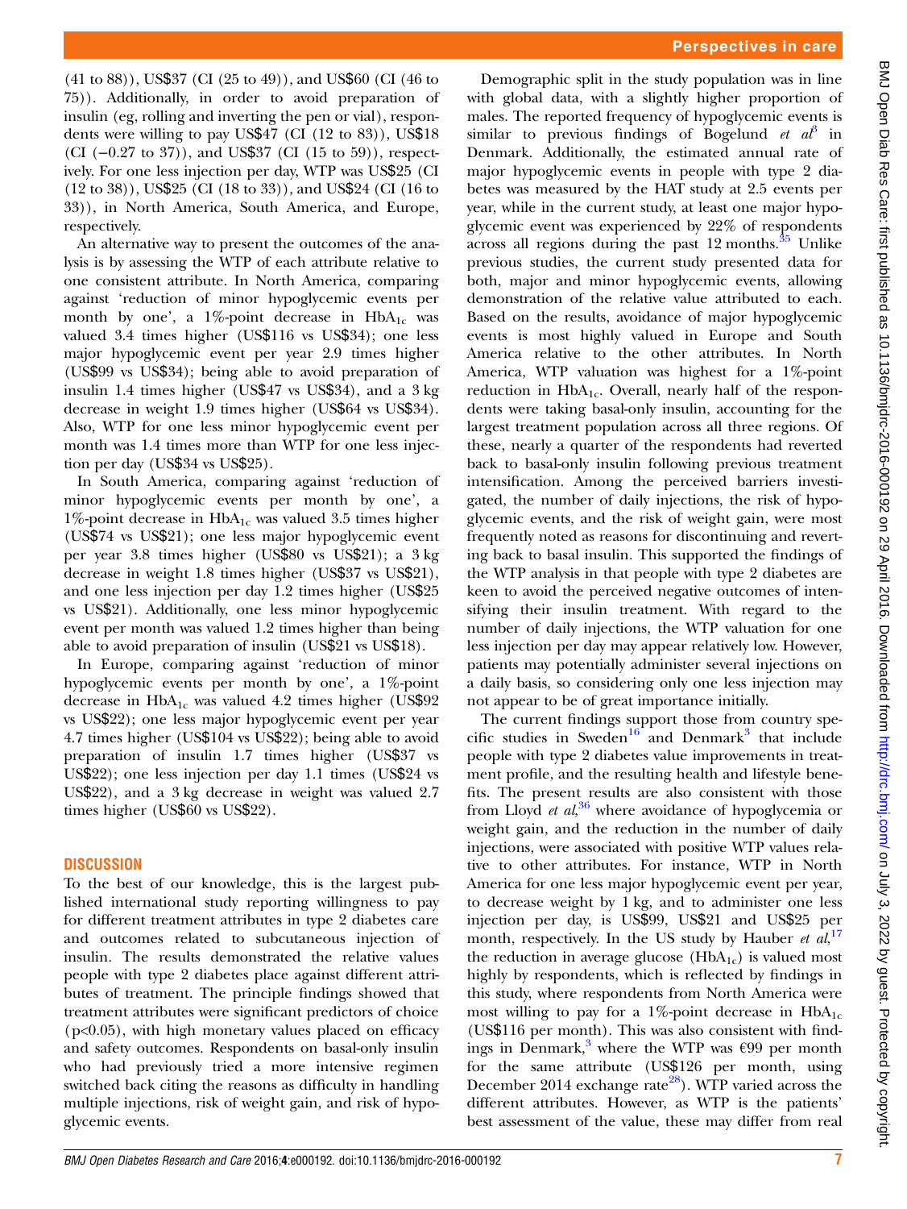(41 to 88)), US$37 (CI (25 to 49)), and US$60 (CI (46 to 75)). Additionally, in order to avoid preparation of insulin (eg, rolling and inverting the pen or vial), respondents were willing to pay US$47 (CI (12 to 83)), US$18 (CI (−0.27 to 37)), and US$37 (CI (15 to 59)), respectively. For one less injection per day, WTP was US$25 (CI (12 to 38)), US$25 (CI (18 to 33)), and US$24 (CI (16 to 33)), in North America, South America, and Europe, respectively.

An alternative way to present the outcomes of the analysis is by assessing the WTP of each attribute relative to one consistent attribute. In North America, comparing against 'reduction of minor hypoglycemic events per month by one', a 1%-point decrease in $HbA_{1c}$ was valued 3.4 times higher (US$116 vs US$34); one less major hypoglycemic event per year 2.9 times higher (US$99 vs US$34); being able to avoid preparation of insulin 1.4 times higher (US$47 vs US$34), and a 3 kg decrease in weight 1.9 times higher (US$64 vs US$34). Also, WTP for one less minor hypoglycemic event per month was 1.4 times more than WTP for one less injection per day (US$34 vs US$25).

In South America, comparing against 'reduction of minor hypoglycemic events per month by one', a 1%-point decrease in $HbA_{1c}$ was valued 3.5 times higher (US$74 vs US$21); one less major hypoglycemic event per year 3.8 times higher (US$80 vs US$21); a 3 kg decrease in weight 1.8 times higher (US$37 vs US$21), and one less injection per day 1.2 times higher (US$25 vs US$21). Additionally, one less minor hypoglycemic event per month was valued 1.2 times higher than being able to avoid preparation of insulin (US$21 vs US$18).

In Europe, comparing against 'reduction of minor hypoglycemic events per month by one', a 1%-point decrease in $HbA_{1c}$ was valued 4.2 times higher (US$92 vs US$22); one less major hypoglycemic event per year 4.7 times higher (US$104 vs US$22); being able to avoid preparation of insulin 1.7 times higher (US$37 vs US$22); one less injection per day 1.1 times (US$24 vs US$22), and a 3 kg decrease in weight was valued 2.7 times higher (US$60 vs US$22).

## DISCUSSION

To the best of our knowledge, this is the largest published international study reporting willingness to pay for different treatment attributes in type 2 diabetes care and outcomes related to subcutaneous injection of insulin. The results demonstrated the relative values people with type 2 diabetes place against different attributes of treatment. The principle findings showed that treatment attributes were significant predictors of choice ($p<0.05$), with high monetary values placed on efficacy and safety outcomes. Respondents on basal-only insulin who had previously tried a more intensive regimen switched back citing the reasons as difficulty in handling multiple injections, risk of weight gain, and risk of hypoglycemic events.

Demographic split in the study population was in line with global data, with a slightly higher proportion of males. The reported frequency of hypoglycemic events is similar to previous findings of Bogelund *et al*[3] in Denmark. Additionally, the estimated annual rate of major hypoglycemic events in people with type 2 diabetes was measured by the HAT study at 2.5 events per year, while in the current study, at least one major hypoglycemic event was experienced by 22% of respondents across all regions during the past 12 months.[35] Unlike previous studies, the current study presented data for both, major and minor hypoglycemic events, allowing demonstration of the relative value attributed to each. Based on the results, avoidance of major hypoglycemic events is most highly valued in Europe and South America relative to the other attributes. In North America, WTP valuation was highest for a 1%-point reduction in $HbA_{1c}$. Overall, nearly half of the respondents were taking basal-only insulin, accounting for the largest treatment population across all three regions. Of these, nearly a quarter of the respondents had reverted back to basal-only insulin following previous treatment intensification. Among the perceived barriers investigated, the number of daily injections, the risk of hypoglycemic events, and the risk of weight gain, were most frequently noted as reasons for discontinuing and reverting back to basal insulin. This supported the findings of the WTP analysis in that people with type 2 diabetes are keen to avoid the perceived negative outcomes of intensifying their insulin treatment. With regard to the number of daily injections, the WTP valuation for one less injection per day may appear relatively low. However, patients may potentially administer several injections on a daily basis, so considering only one less injection may not appear to be of great importance initially.

The current findings support those from country specific studies in Sweden[16] and Denmark[3] that include people with type 2 diabetes value improvements in treatment profile, and the resulting health and lifestyle benefits. The present results are also consistent with those from Lloyd *et al*,[36] where avoidance of hypoglycemia or weight gain, and the reduction in the number of daily injections, were associated with positive WTP values relative to other attributes. For instance, WTP in North America for one less major hypoglycemic event per year, to decrease weight by 1 kg, and to administer one less injection per day, is US$99, US$21 and US$25 per month, respectively. In the US study by Hauber *et al*,[17] the reduction in average glucose ($HbA_{1c}$) is valued most highly by respondents, which is reflected by findings in this study, where respondents from North America were most willing to pay for a 1%-point decrease in $HbA_{1c}$ (US$116 per month). This was also consistent with findings in Denmark,[3] where the WTP was €99 per month for the same attribute (US$126 per month, using December 2014 exchange rate[28]). WTP varied across the different attributes. However, as WTP is the patients' best assessment of the value, these may differ from real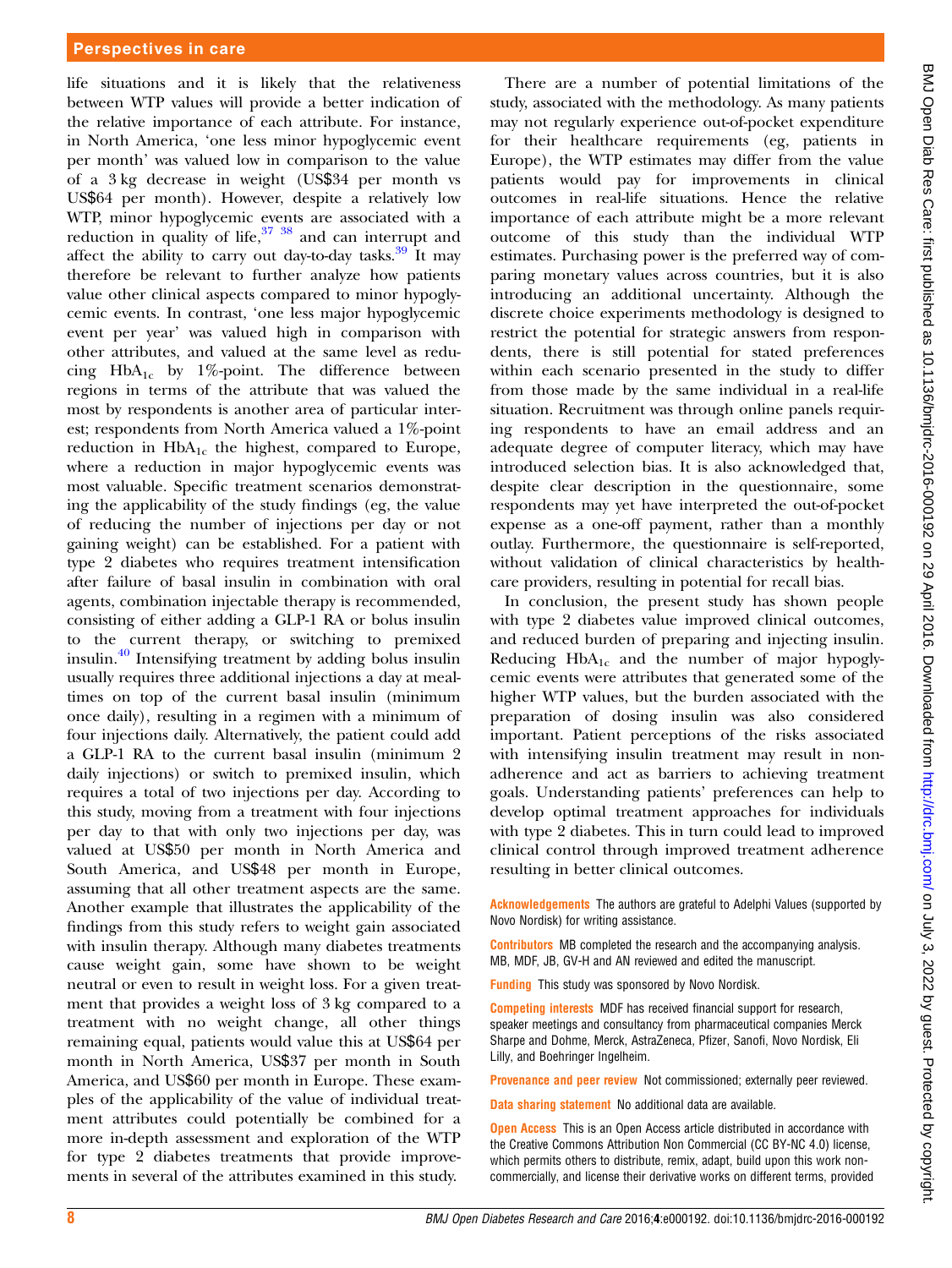life situations and it is likely that the relativeness between WTP values will provide a better indication of the relative importance of each attribute. For instance, in North America, 'one less minor hypoglycemic event per month' was valued low in comparison to the value of a 3 kg decrease in weight (US$34 per month vs US$64 per month). However, despite a relatively low WTP, minor hypoglycemic events are associated with a reduction in quality of life,[37 38] and can interrupt and affect the ability to carry out day-to-day tasks.[39] It may therefore be relevant to further analyze how patients value other clinical aspects compared to minor hypoglycemic events. In contrast, 'one less major hypoglycemic event per year' was valued high in comparison with other attributes, and valued at the same level as reducing $HbA_{1c}$ by 1%-point. The difference between regions in terms of the attribute that was valued the most by respondents is another area of particular interest; respondents from North America valued a 1%-point reduction in $HbA_{1c}$ the highest, compared to Europe, where a reduction in major hypoglycemic events was most valuable. Specific treatment scenarios demonstrating the applicability of the study findings (eg, the value of reducing the number of injections per day or not gaining weight) can be established. For a patient with type 2 diabetes who requires treatment intensification after failure of basal insulin in combination with oral agents, combination injectable therapy is recommended, consisting of either adding a GLP-1 RA or bolus insulin to the current therapy, or switching to premixed insulin.[40] Intensifying treatment by adding bolus insulin usually requires three additional injections a day at mealtimes on top of the current basal insulin (minimum once daily), resulting in a regimen with a minimum of four injections daily. Alternatively, the patient could add a GLP-1 RA to the current basal insulin (minimum 2 daily injections) or switch to premixed insulin, which requires a total of two injections per day. According to this study, moving from a treatment with four injections per day to that with only two injections per day, was valued at US$50 per month in North America and South America, and US$48 per month in Europe, assuming that all other treatment aspects are the same. Another example that illustrates the applicability of the findings from this study refers to weight gain associated with insulin therapy. Although many diabetes treatments cause weight gain, some have shown to be weight neutral or even to result in weight loss. For a given treatment that provides a weight loss of 3 kg compared to a treatment with no weight change, all other things remaining equal, patients would value this at US$64 per month in North America, US$37 per month in South America, and US$60 per month in Europe. These examples of the applicability of the value of individual treatment attributes could potentially be combined for a more in-depth assessment and exploration of the WTP for type 2 diabetes treatments that provide improvements in several of the attributes examined in this study.

There are a number of potential limitations of the study, associated with the methodology. As many patients may not regularly experience out-of-pocket expenditure for their healthcare requirements (eg, patients in Europe), the WTP estimates may differ from the value patients would pay for improvements in clinical outcomes in real-life situations. Hence the relative importance of each attribute might be a more relevant outcome of this study than the individual WTP estimates. Purchasing power is the preferred way of comparing monetary values across countries, but it is also introducing an additional uncertainty. Although the discrete choice experiments methodology is designed to restrict the potential for strategic answers from respondents, there is still potential for stated preferences within each scenario presented in the study to differ from those made by the same individual in a real-life situation. Recruitment was through online panels requiring respondents to have an email address and an adequate degree of computer literacy, which may have introduced selection bias. It is also acknowledged that, despite clear description in the questionnaire, some respondents may yet have interpreted the out-of-pocket expense as a one-off payment, rather than a monthly outlay. Furthermore, the questionnaire is self-reported, without validation of clinical characteristics by healthcare providers, resulting in potential for recall bias.

In conclusion, the present study has shown people with type 2 diabetes value improved clinical outcomes, and reduced burden of preparing and injecting insulin. Reducing $HbA_{1c}$ and the number of major hypoglycemic events were attributes that generated some of the higher WTP values, but the burden associated with the preparation of dosing insulin was also considered important. Patient perceptions of the risks associated with intensifying insulin treatment may result in non-adherence and act as barriers to achieving treatment goals. Understanding patients' preferences can help to develop optimal treatment approaches for individuals with type 2 diabetes. This in turn could lead to improved clinical control through improved treatment adherence resulting in better clinical outcomes.

**Acknowledgements** The authors are grateful to Adelphi Values (supported by Novo Nordisk) for writing assistance.

**Contributors** MB completed the research and the accompanying analysis. MB, MDF, JB, GV-H and AN reviewed and edited the manuscript.

**Funding** This study was sponsored by Novo Nordisk.

**Competing interests** MDF has received financial support for research, speaker meetings and consultancy from pharmaceutical companies Merck Sharpe and Dohme, Merck, AstraZeneca, Pfizer, Sanofi, Novo Nordisk, Eli Lilly, and Boehringer Ingelheim.

**Provenance and peer review** Not commissioned; externally peer reviewed.

**Data sharing statement** No additional data are available.

**Open Access** This is an Open Access article distributed in accordance with the Creative Commons Attribution Non Commercial (CC BY-NC 4.0) license, which permits others to distribute, remix, adapt, build upon this work non-commercially, and license their derivative works on different terms, provided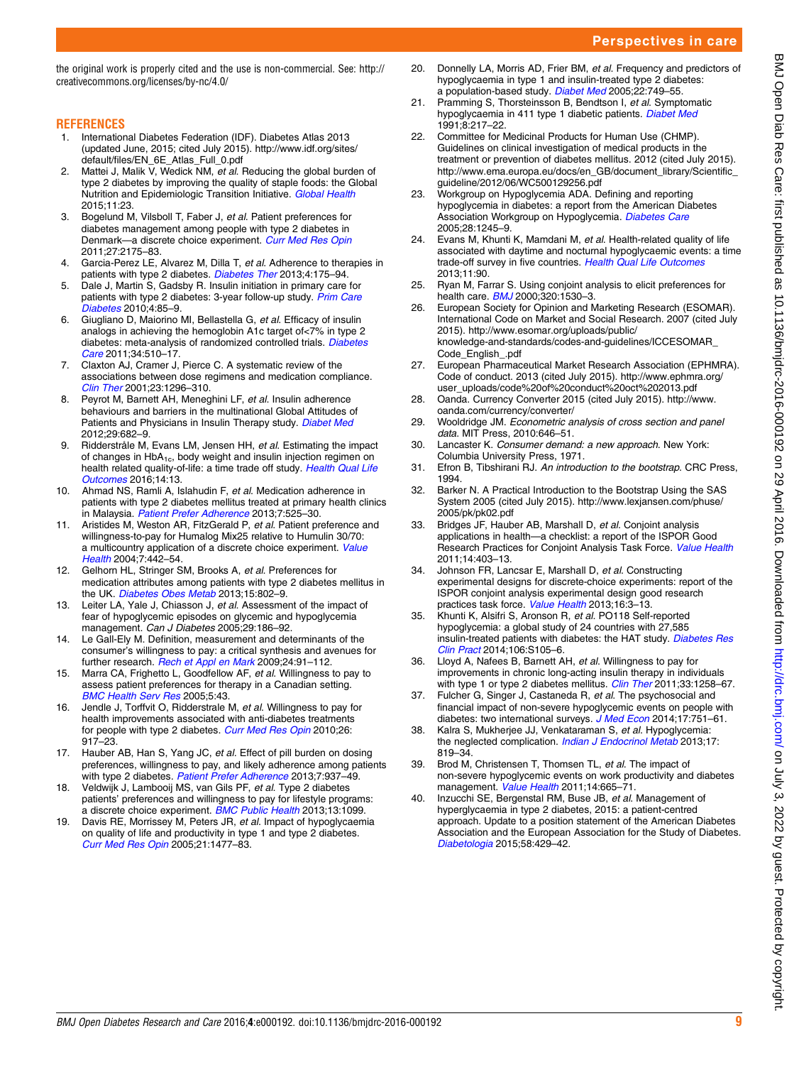the original work is properly cited and the use is non-commercial. See: http://creativecommons.org/licenses/by-nc/4.0/

## REFERENCES

1. International Diabetes Federation (IDF). Diabetes Atlas 2013 (updated June, 2015; cited July 2015). http://www.idf.org/sites/default/files/EN_6E_Atlas_Full_0.pdf
2. Mattei J, Malik V, Wedick NM, *et al*. Reducing the global burden of type 2 diabetes by improving the quality of staple foods: the Global Nutrition and Epidemiologic Transition Initiative. *Global Health* 2015;11:23.
3. Bogelund M, Vilsboll T, Faber J, *et al*. Patient preferences for diabetes management among people with type 2 diabetes in Denmark—a discrete choice experiment. *Curr Med Res Opin* 2011;27:2175–83.
4. Garcia-Perez LE, Alvarez M, Dilla T, *et al*. Adherence to therapies in patients with type 2 diabetes. *Diabetes Ther* 2013;4:175–94.
5. Dale J, Martin S, Gadsby R. Insulin initiation in primary care for patients with type 2 diabetes: 3-year follow-up study. *Prim Care Diabetes* 2010;4:85–9.
6. Giugliano D, Maiorino MI, Bellastella G, *et al*. Efficacy of insulin analogs in achieving the hemoglobin A1c target of<7% in type 2 diabetes: meta-analysis of randomized controlled trials. *Diabetes Care* 2011;34:510–17.
7. Claxton AJ, Cramer J, Pierce C. A systematic review of the associations between dose regimens and medication compliance. *Clin Ther* 2001;23:1296–310.
8. Peyrot M, Barnett AH, Meneghini LF, *et al*. Insulin adherence behaviours and barriers in the multinational Global Attitudes of Patients and Physicians in Insulin Therapy study. *Diabet Med* 2012;29:682–9.
9. Ridderstråle M, Evans LM, Jensen HH, *et al*. Estimating the impact of changes in $HbA_{1c}$, body weight and insulin injection regimen on health related quality-of-life: a time trade off study. *Health Qual Life Outcomes* 2016;14:13.
10. Ahmad NS, Ramli A, Islahudin F, *et al*. Medication adherence in patients with type 2 diabetes mellitus treated at primary health clinics in Malaysia. *Patient Prefer Adherence* 2013;7:525–30.
11. Aristides M, Weston AR, FitzGerald P, *et al*. Patient preference and willingness-to-pay for Humalog Mix25 relative to Humulin 30/70: a multicountry application of a discrete choice experiment. *Value Health* 2004;7:442–54.
12. Gelhorn HL, Stringer SM, Brooks A, *et al*. Preferences for medication attributes among patients with type 2 diabetes mellitus in the UK. *Diabetes Obes Metab* 2013;15:802–9.
13. Leiter LA, Yale J, Chiasson J, *et al*. Assessment of the impact of fear of hypoglycemic episodes on glycemic and hypoglycemia management. *Can J Diabetes* 2005;29:186–92.
14. Le Gall-Ely M. Definition, measurement and determinants of the consumer's willingness to pay: a critical synthesis and avenues for further research. *Rech et Appl en Mark* 2009;24:91–112.
15. Marra CA, Frighetto L, Goodfellow AF, *et al*. Willingness to pay to assess patient preferences for therapy in a Canadian setting. *BMC Health Serv Res* 2005;5:43.
16. Jendle J, Torffvit O, Ridderstrale M, *et al*. Willingness to pay for health improvements associated with anti-diabetes treatments for people with type 2 diabetes. *Curr Med Res Opin* 2010;26:917–23.
17. Hauber AB, Han S, Yang JC, *et al*. Effect of pill burden on dosing preferences, willingness to pay, and likely adherence among patients with type 2 diabetes. *Patient Prefer Adherence* 2013;7:937–49.
18. Veldwijk J, Lambooij MS, van Gils PF, *et al*. Type 2 diabetes patients' preferences and willingness to pay for lifestyle programs: a discrete choice experiment. *BMC Public Health* 2013;13:1099.
19. Davis RE, Morrissey M, Peters JR, *et al*. Impact of hypoglycaemia on quality of life and productivity in type 1 and type 2 diabetes. *Curr Med Res Opin* 2005;21:1477–83.
20. Donnelly LA, Morris AD, Frier BM, *et al*. Frequency and predictors of hypoglycaemia in type 1 and insulin-treated type 2 diabetes: a population-based study. *Diabet Med* 2005;22:749–55.
21. Pramming S, Thorsteinsson B, Bendtson I, *et al*. Symptomatic hypoglycaemia in 411 type 1 diabetic patients. *Diabet Med* 1991;8:217–22.
22. Committee for Medicinal Products for Human Use (CHMP). Guidelines on clinical investigation of medical products in the treatment or prevention of diabetes mellitus. 2012 (cited July 2015). http://www.ema.europa.eu/docs/en_GB/document_library/Scientific_guideline/2012/06/WC500129256.pdf
23. Workgroup on Hypoglycemia ADA. Defining and reporting hypoglycemia in diabetes: a report from the American Diabetes Association Workgroup on Hypoglycemia. *Diabetes Care* 2005;28:1245–9.
24. Evans M, Khunti K, Mamdani M, *et al*. Health-related quality of life associated with daytime and nocturnal hypoglycaemic events: a time trade-off survey in five countries. *Health Qual Life Outcomes* 2013;11:90.
25. Ryan M, Farrar S. Using conjoint analysis to elicit preferences for health care. *BMJ* 2000;320:1530–3.
26. European Society for Opinion and Marketing Research (ESOMAR). International Code on Market and Social Research. 2007 (cited July 2015). http://www.esomar.org/uploads/public/knowledge-and-standards/codes-and-guidelines/ICCESOMAR_Code_English_.pdf
27. European Pharmaceutical Market Research Association (EPHMRA). Code of conduct. 2013 (cited July 2015). http://www.ephmra.org/user_uploads/code%20of%20conduct%20oct%202013.pdf
28. Oanda. Currency Converter 2015 (cited July 2015). http://www.oanda.com/currency/converter/
29. Wooldridge JM. *Econometric analysis of cross section and panel data*. MIT Press, 2010:646–51.
30. Lancaster K. *Consumer demand: a new approach*. New York: Columbia University Press, 1971.
31. Efron B, Tibshirani RJ. *An introduction to the bootstrap*. CRC Press, 1994.
32. Barker N. A Practical Introduction to the Bootstrap Using the SAS System 2005 (cited July 2015). http://www.lexjansen.com/phuse/2005/pk/pk02.pdf
33. Bridges JF, Hauber AB, Marshall D, *et al*. Conjoint analysis applications in health—a checklist: a report of the ISPOR Good Research Practices for Conjoint Analysis Task Force. *Value Health* 2011;14:403–13.
34. Johnson FR, Lancsar E, Marshall D, *et al*. Constructing experimental designs for discrete-choice experiments: report of the ISPOR conjoint analysis experimental design good research practices task force. *Value Health* 2013;16:3–13.
35. Khunti K, Alsifri S, Aronson R, *et al*. PO118 Self-reported hypoglycemia: a global study of 24 countries with 27,585 insulin-treated patients with diabetes: the HAT study. *Diabetes Res Clin Pract* 2014;106:S105–6.
36. Lloyd A, Nafees B, Barnett AH, *et al*. Willingness to pay for improvements in chronic long-acting insulin therapy in individuals with type 1 or type 2 diabetes mellitus. *Clin Ther* 2011;33:1258–67.
37. Fulcher G, Singer J, Castaneda R, *et al*. The psychosocial and financial impact of non-severe hypoglycemic events on people with diabetes: two international surveys. *J Med Econ* 2014;17:751–61.
38. Kalra S, Mukherjee JJ, Venkataraman S, *et al*. Hypoglycemia: the neglected complication. *Indian J Endocrinol Metab* 2013;17:819–34.
39. Brod M, Christensen T, Thomsen TL, *et al*. The impact of non-severe hypoglycemic events on work productivity and diabetes management. *Value Health* 2011;14:665–71.
40. Inzucchi SE, Bergenstal RM, Buse JB, *et al*. Management of hyperglycaemia in type 2 diabetes, 2015: a patient-centred approach. Update to a position statement of the American Diabetes Association and the European Association for the Study of Diabetes. *Diabetologia* 2015;58:429–42.